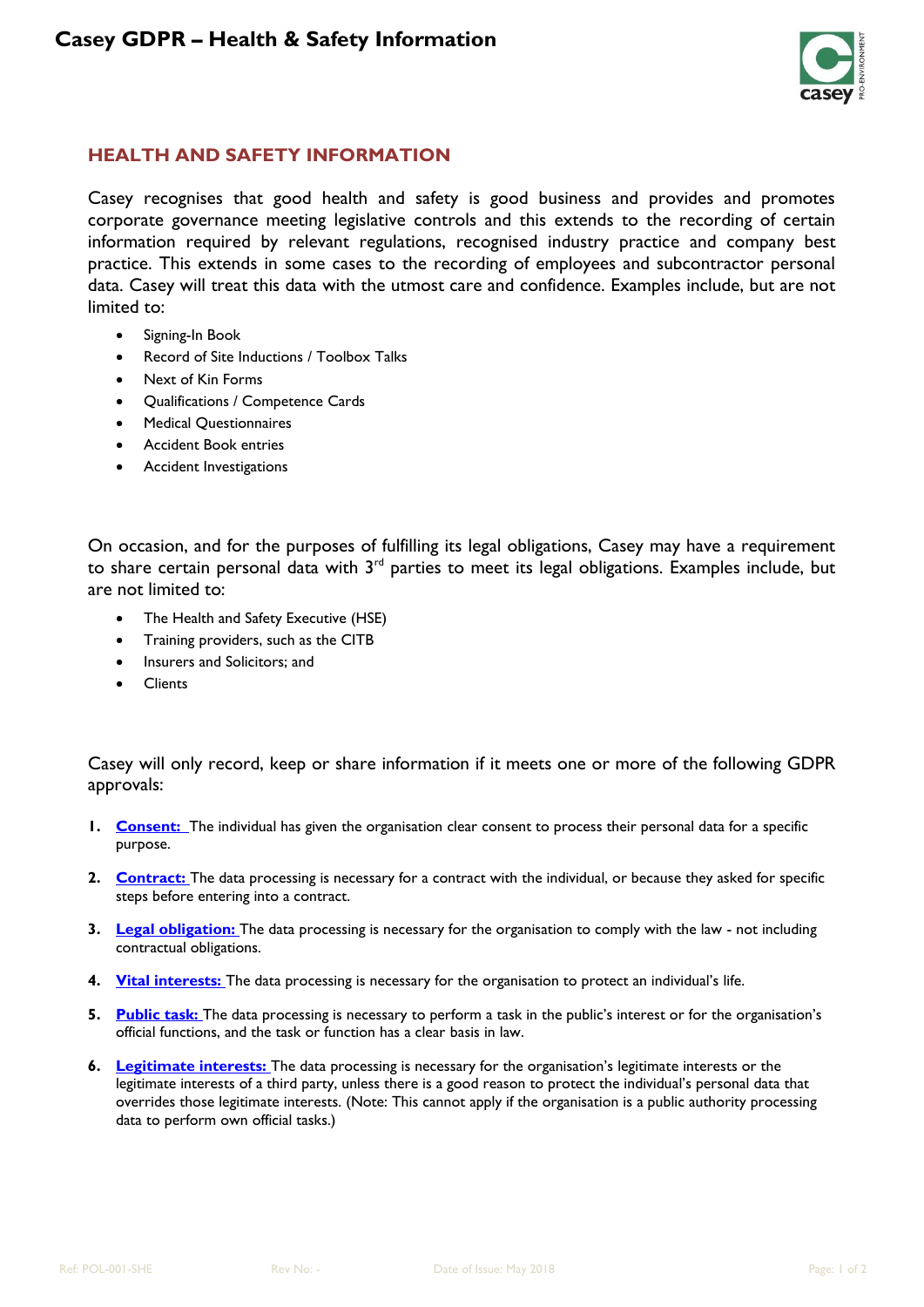# Casey GDPR – Health & Safety Information

## HEALTH AND SAFETY INFORMATION

Casey recognises that good health and safety is good business and provides and promotes corporate governance meeting legislative controls and this extends to the recording of certain information required by relevant regulations, recognised industry practice and company best practice. This extends in some cases to the recording of employees and subcontractor personal data. Casey will treat this data with the utmost care and confidence. Examples include, but are not limited to:

- Signing-In Book
- Record of Site Inductions / Toolbox Talks
- Next of Kin Forms
- Qualifications / Competence Cards
- Medical Questionnaires
- Accident Book entries
- Accident Investigations

On occasion, and for the purposes of fulfilling its legal obligations, Casey may have a requirement to share certain personal data with 3rd parties to meet its legal obligations. Examples include, but are not limited to:

- The Health and Safety Executive (HSE)
- Training providers, such as the CITB
- Insurers and Solicitors; and
- Clients

Casey will only record, keep or share information if it meets one or more of the following GDPR approvals:

1. **Consent:** The individual has given the organisation clear consent to process their personal data for a specific purpose.
2. **Contract:** The data processing is necessary for a contract with the individual, or because they asked for specific steps before entering into a contract.
3. **Legal obligation:** The data processing is necessary for the organisation to comply with the law - not including contractual obligations.
4. **Vital interests:** The data processing is necessary for the organisation to protect an individual's life.
5. **Public task:** The data processing is necessary to perform a task in the public's interest or for the organisation's official functions, and the task or function has a clear basis in law.
6. **Legitimate interests:** The data processing is necessary for the organisation's legitimate interests or the legitimate interests of a third party, unless there is a good reason to protect the individual's personal data that overrides those legitimate interests. (Note: This cannot apply if the organisation is a public authority processing data to perform own official tasks.)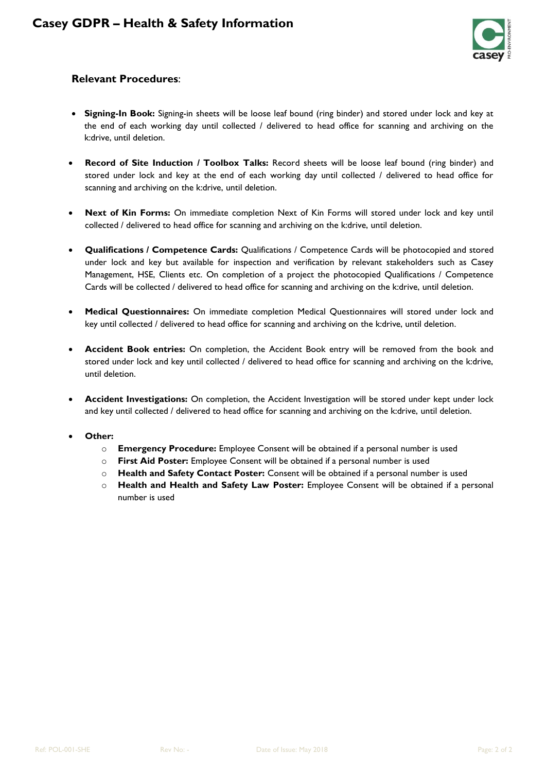# Casey GDPR – Health & Safety Information

## Relevant Procedures:

- **Signing-In Book:** Signing-in sheets will be loose leaf bound (ring binder) and stored under lock and key at the end of each working day until collected / delivered to head office for scanning and archiving on the k:drive, until deletion.

- **Record of Site Induction / Toolbox Talks:** Record sheets will be loose leaf bound (ring binder) and stored under lock and key at the end of each working day until collected / delivered to head office for scanning and archiving on the k:drive, until deletion.

- **Next of Kin Forms:** On immediate completion Next of Kin Forms will stored under lock and key until collected / delivered to head office for scanning and archiving on the k:drive, until deletion.

- **Qualifications / Competence Cards:** Qualifications / Competence Cards will be photocopied and stored under lock and key but available for inspection and verification by relevant stakeholders such as Casey Management, HSE, Clients etc. On completion of a project the photocopied Qualifications / Competence Cards will be collected / delivered to head office for scanning and archiving on the k:drive, until deletion.

- **Medical Questionnaires:** On immediate completion Medical Questionnaires will stored under lock and key until collected / delivered to head office for scanning and archiving on the k:drive, until deletion.

- **Accident Book entries:** On completion, the Accident Book entry will be removed from the book and stored under lock and key until collected / delivered to head office for scanning and archiving on the k:drive, until deletion.

- **Accident Investigations:** On completion, the Accident Investigation will be stored under kept under lock and key until collected / delivered to head office for scanning and archiving on the k:drive, until deletion.

- **Other:**
  - **Emergency Procedure:** Employee Consent will be obtained if a personal number is used
  - **First Aid Poster:** Employee Consent will be obtained if a personal number is used
  - **Health and Safety Contact Poster:** Consent will be obtained if a personal number is used
  - **Health and Health and Safety Law Poster:** Employee Consent will be obtained if a personal number is used